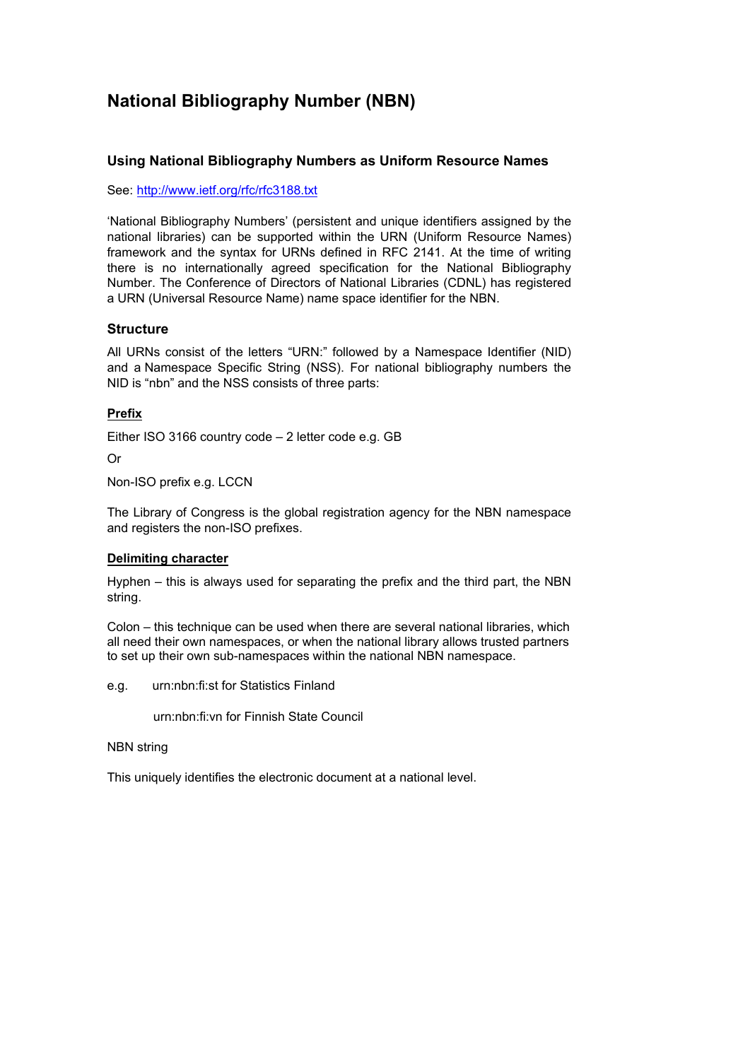# National Bibliography Number (NBN)

## Using National Bibliography Numbers as Uniform Resource Names

See: [http://www.ietf.org/rfc/rfc3188.txt](http://www.ietf.org/rfc/rfc3188.txt)

'National Bibliography Numbers' (persistent and unique identifiers assigned by the national libraries) can be supported within the URN (Uniform Resource Names) framework and the syntax for URNs defined in RFC 2141. At the time of writing there is no internationally agreed specification for the National Bibliography Number. The Conference of Directors of National Libraries (CDNL) has registered a URN (Universal Resource Name) name space identifier for the NBN.

### Structure

All URNs consist of the letters "URN:" followed by a Namespace Identifier (NID) and a Namespace Specific String (NSS). For national bibliography numbers the NID is "nbn" and the NSS consists of three parts:

**Prefix**

Either ISO 3166 country code – 2 letter code e.g. GB

Or

Non-ISO prefix e.g. LCCN

The Library of Congress is the global registration agency for the NBN namespace and registers the non-ISO prefixes.

**Delimiting character**

Hyphen – this is always used for separating the prefix and the third part, the NBN string.

Colon – this technique can be used when there are several national libraries, which all need their own namespaces, or when the national library allows trusted partners to set up their own sub-namespaces within the national NBN namespace.

e.g. urn:nbn:fi:st for Statistics Finland

urn:nbn:fi:vn for Finnish State Council

NBN string

This uniquely identifies the electronic document at a national level.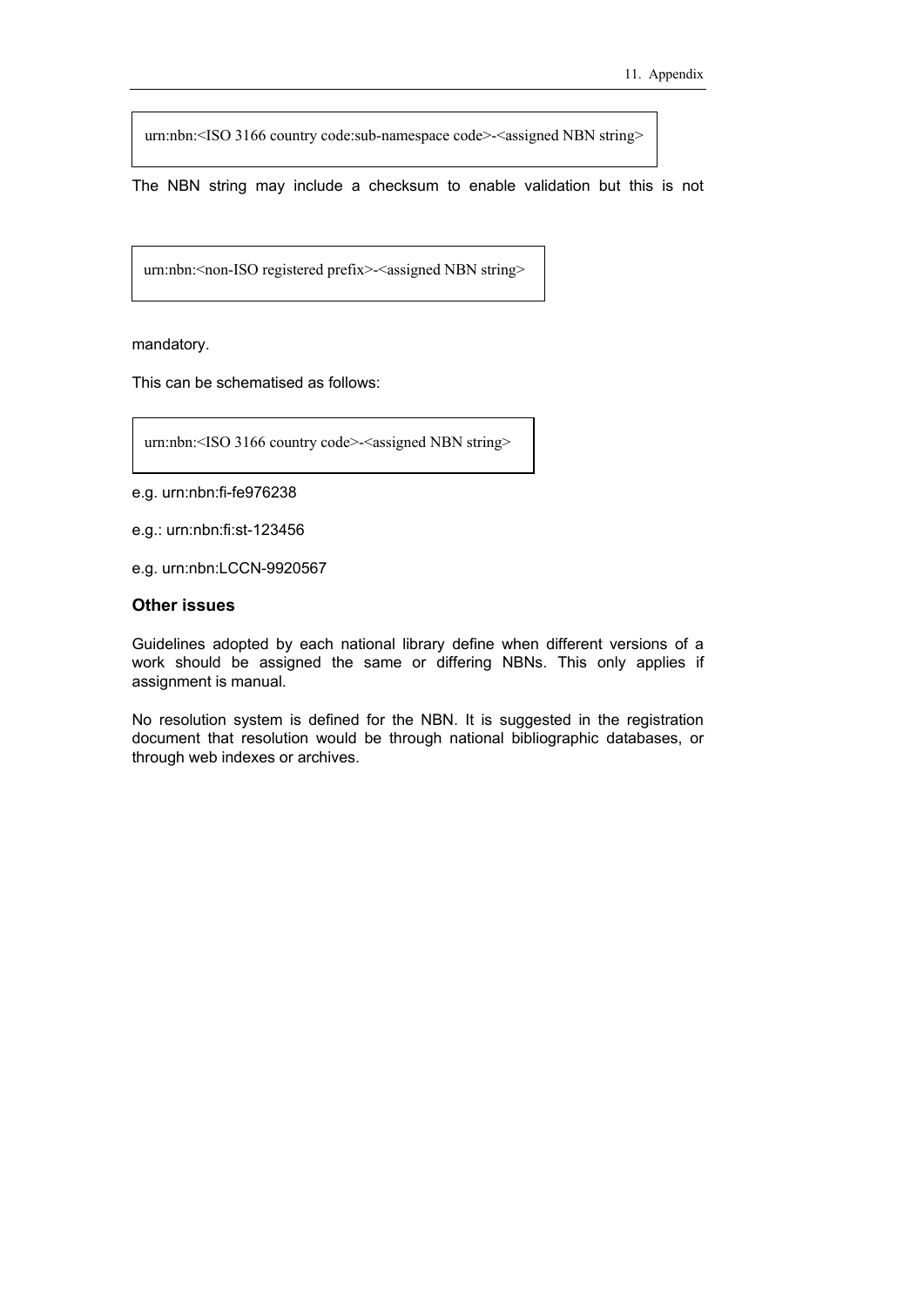```
urn:nbn:<ISO 3166 country code:sub-namespace code>-<assigned NBN string>
```

The NBN string may include a checksum to enable validation but this is not

```
urn:nbn:<non-ISO registered prefix>-<assigned NBN string>
```

mandatory.

This can be schematised as follows:

```
urn:nbn:<ISO 3166 country code>-<assigned NBN string>
```

e.g. urn:nbn:fi-fe976238

e.g.: urn:nbn:fi:st-123456

e.g. urn:nbn:LCCN-9920567

### Other issues

Guidelines adopted by each national library define when different versions of a work should be assigned the same or differing NBNs. This only applies if assignment is manual.

No resolution system is defined for the NBN. It is suggested in the registration document that resolution would be through national bibliographic databases, or through web indexes or archives.